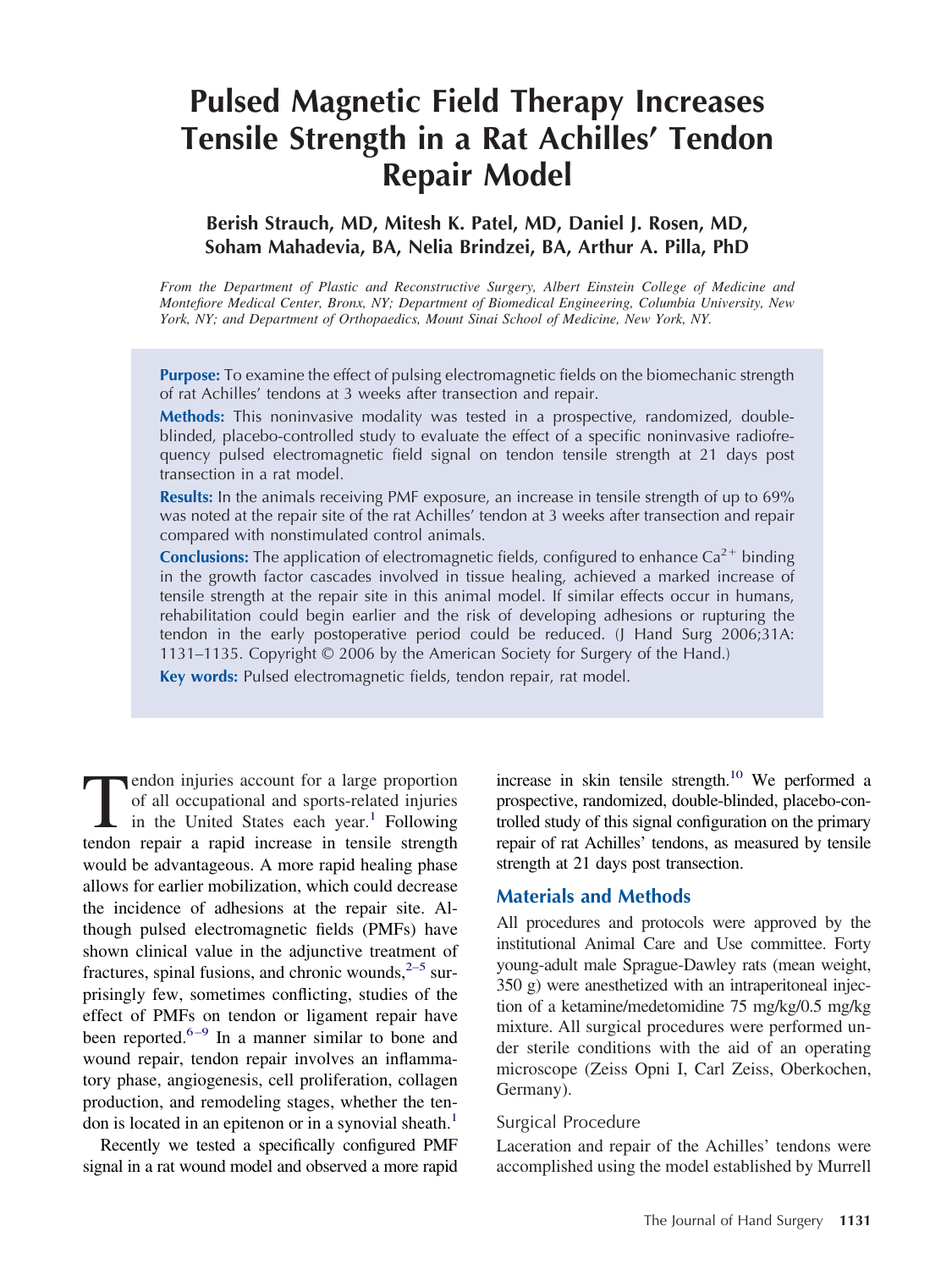# Pulsed Magnetic Field Therapy Increases Tensile Strength in a Rat Achilles' Tendon Repair Model

**Berish Strauch, MD, Mitesh K. Patel, MD, Daniel J. Rosen, MD, Soham Mahadevia, BA, Nelia Brindzei, BA, Arthur A. Pilla, PhD**

*From the Department of Plastic and Reconstructive Surgery, Albert Einstein College of Medicine and Montefiore Medical Center, Bronx, NY; Department of Biomedical Engineering, Columbia University, New York, NY; and Department of Orthopaedics, Mount Sinai School of Medicine, New York, NY.*

**Purpose:** To examine the effect of pulsing electromagnetic fields on the biomechanic strength of rat Achilles' tendons at 3 weeks after transection and repair.

**Methods:** This noninvasive modality was tested in a prospective, randomized, double-blinded, placebo-controlled study to evaluate the effect of a specific noninvasive radiofrequency pulsed electromagnetic field signal on tendon tensile strength at 21 days post transection in a rat model.

**Results:** In the animals receiving PMF exposure, an increase in tensile strength of up to 69% was noted at the repair site of the rat Achilles' tendon at 3 weeks after transection and repair compared with nonstimulated control animals.

**Conclusions:** The application of electromagnetic fields, configured to enhance $Ca^{2+}$ binding in the growth factor cascades involved in tissue healing, achieved a marked increase of tensile strength at the repair site in this animal model. If similar effects occur in humans, rehabilitation could begin earlier and the risk of developing adhesions or rupturing the tendon in the early postoperative period could be reduced. (J Hand Surg 2006;31A: 1131–1135. Copyright © 2006 by the American Society for Surgery of the Hand.)

**Key words:** Pulsed electromagnetic fields, tendon repair, rat model.

Tendon injuries account for a large proportion of all occupational and sports-related injuries in the United States each year.[1] Following tendon repair a rapid increase in tensile strength would be advantageous. A more rapid healing phase allows for earlier mobilization, which could decrease the incidence of adhesions at the repair site. Although pulsed electromagnetic fields (PMFs) have shown clinical value in the adjunctive treatment of fractures, spinal fusions, and chronic wounds,[2–5] surprisingly few, sometimes conflicting, studies of the effect of PMFs on tendon or ligament repair have been reported.[6–9] In a manner similar to bone and wound repair, tendon repair involves an inflammatory phase, angiogenesis, cell proliferation, collagen production, and remodeling stages, whether the tendon is located in an epitenon or in a synovial sheath.[1]

Recently we tested a specifically configured PMF signal in a rat wound model and observed a more rapid increase in skin tensile strength.[10] We performed a prospective, randomized, double-blinded, placebo-controlled study of this signal configuration on the primary repair of rat Achilles' tendons, as measured by tensile strength at 21 days post transection.

## Materials and Methods

All procedures and protocols were approved by the institutional Animal Care and Use committee. Forty young-adult male Sprague-Dawley rats (mean weight, 350 g) were anesthetized with an intraperitoneal injection of a ketamine/medetomidine 75 mg/kg/0.5 mg/kg mixture. All surgical procedures were performed under sterile conditions with the aid of an operating microscope (Zeiss Opni I, Carl Zeiss, Oberkochen, Germany).

### Surgical Procedure

Laceration and repair of the Achilles' tendons were accomplished using the model established by Murrell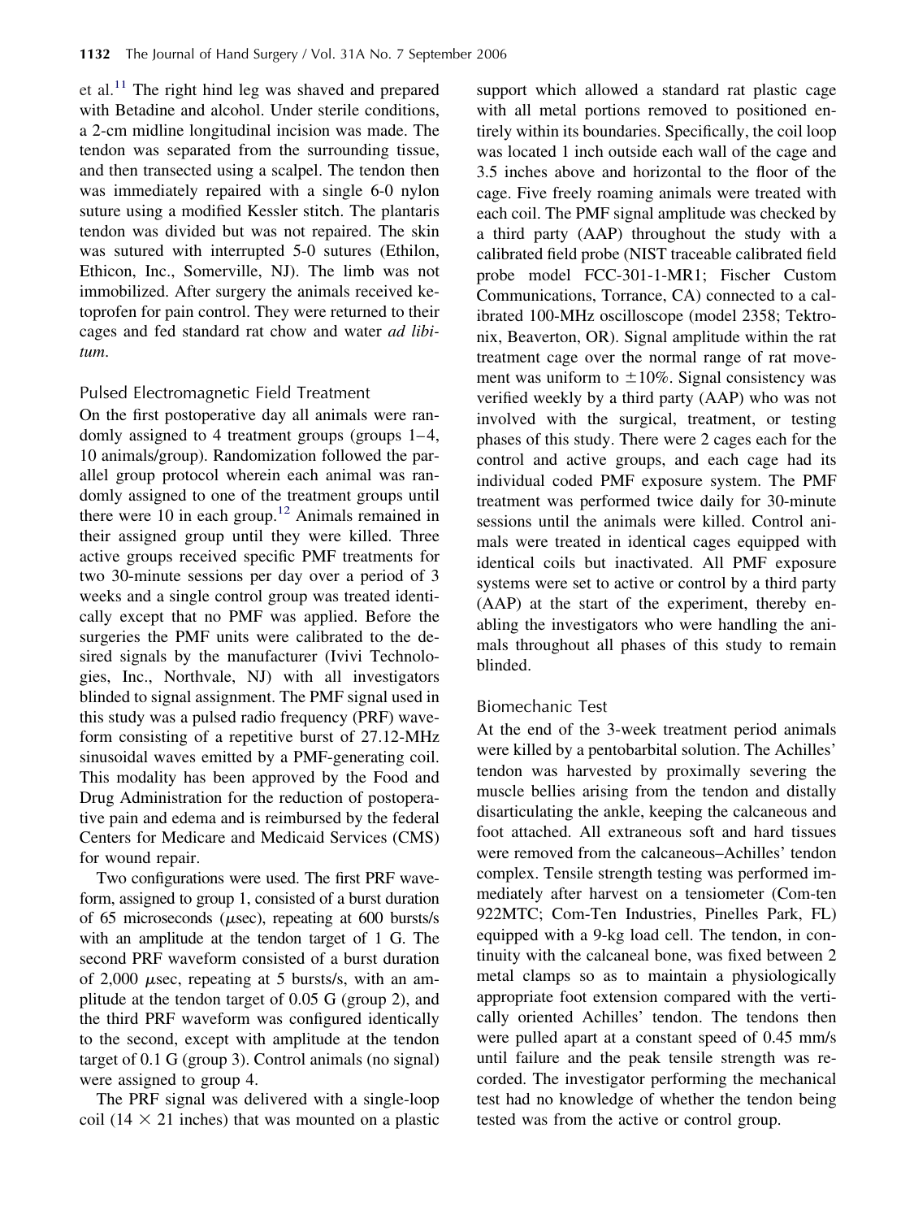et al.[11] The right hind leg was shaved and prepared with Betadine and alcohol. Under sterile conditions, a 2-cm midline longitudinal incision was made. The tendon was separated from the surrounding tissue, and then transected using a scalpel. The tendon then was immediately repaired with a single 6-0 nylon suture using a modified Kessler stitch. The plantaris tendon was divided but was not repaired. The skin was sutured with interrupted 5-0 sutures (Ethilon, Ethicon, Inc., Somerville, NJ). The limb was not immobilized. After surgery the animals received ketoprofen for pain control. They were returned to their cages and fed standard rat chow and water *ad libitum*.

## Pulsed Electromagnetic Field Treatment

On the first postoperative day all animals were randomly assigned to 4 treatment groups (groups 1–4, 10 animals/group). Randomization followed the parallel group protocol wherein each animal was randomly assigned to one of the treatment groups until there were 10 in each group.[12] Animals remained in their assigned group until they were killed. Three active groups received specific PMF treatments for two 30-minute sessions per day over a period of 3 weeks and a single control group was treated identically except that no PMF was applied. Before the surgeries the PMF units were calibrated to the desired signals by the manufacturer (Ivivi Technologies, Inc., Northvale, NJ) with all investigators blinded to signal assignment. The PMF signal used in this study was a pulsed radio frequency (PRF) waveform consisting of a repetitive burst of 27.12-MHz sinusoidal waves emitted by a PMF-generating coil. This modality has been approved by the Food and Drug Administration for the reduction of postoperative pain and edema and is reimbursed by the federal Centers for Medicare and Medicaid Services (CMS) for wound repair.

Two configurations were used. The first PRF waveform, assigned to group 1, consisted of a burst duration of 65 microseconds ($\mu$sec), repeating at 600 bursts/s with an amplitude at the tendon target of 1 G. The second PRF waveform consisted of a burst duration of 2,000 $\mu$sec, repeating at 5 bursts/s, with an amplitude at the tendon target of 0.05 G (group 2), and the third PRF waveform was configured identically to the second, except with amplitude at the tendon target of 0.1 G (group 3). Control animals (no signal) were assigned to group 4.

The PRF signal was delivered with a single-loop coil (14 $\times$ 21 inches) that was mounted on a plastic support which allowed a standard rat plastic cage with all metal portions removed to positioned entirely within its boundaries. Specifically, the coil loop was located 1 inch outside each wall of the cage and 3.5 inches above and horizontal to the floor of the cage. Five freely roaming animals were treated with each coil. The PMF signal amplitude was checked by a third party (AAP) throughout the study with a calibrated field probe (NIST traceable calibrated field probe model FCC-301-1-MR1; Fischer Custom Communications, Torrance, CA) connected to a calibrated 100-MHz oscilloscope (model 2358; Tektronix, Beaverton, OR). Signal amplitude within the rat treatment cage over the normal range of rat movement was uniform to $\pm$10%. Signal consistency was verified weekly by a third party (AAP) who was not involved with the surgical, treatment, or testing phases of this study. There were 2 cages each for the control and active groups, and each cage had its individual coded PMF exposure system. The PMF treatment was performed twice daily for 30-minute sessions until the animals were killed. Control animals were treated in identical cages equipped with identical coils but inactivated. All PMF exposure systems were set to active or control by a third party (AAP) at the start of the experiment, thereby enabling the investigators who were handling the animals throughout all phases of this study to remain blinded.

## Biomechanic Test

At the end of the 3-week treatment period animals were killed by a pentobarbital solution. The Achilles' tendon was harvested by proximally severing the muscle bellies arising from the tendon and distally disarticulating the ankle, keeping the calcaneous and foot attached. All extraneous soft and hard tissues were removed from the calcaneous–Achilles' tendon complex. Tensile strength testing was performed immediately after harvest on a tensiometer (Com-ten 922MTC; Com-Ten Industries, Pinelles Park, FL) equipped with a 9-kg load cell. The tendon, in continuity with the calcaneal bone, was fixed between 2 metal clamps so as to maintain a physiologically appropriate foot extension compared with the vertically oriented Achilles' tendon. The tendons then were pulled apart at a constant speed of 0.45 mm/s until failure and the peak tensile strength was recorded. The investigator performing the mechanical test had no knowledge of whether the tendon being tested was from the active or control group.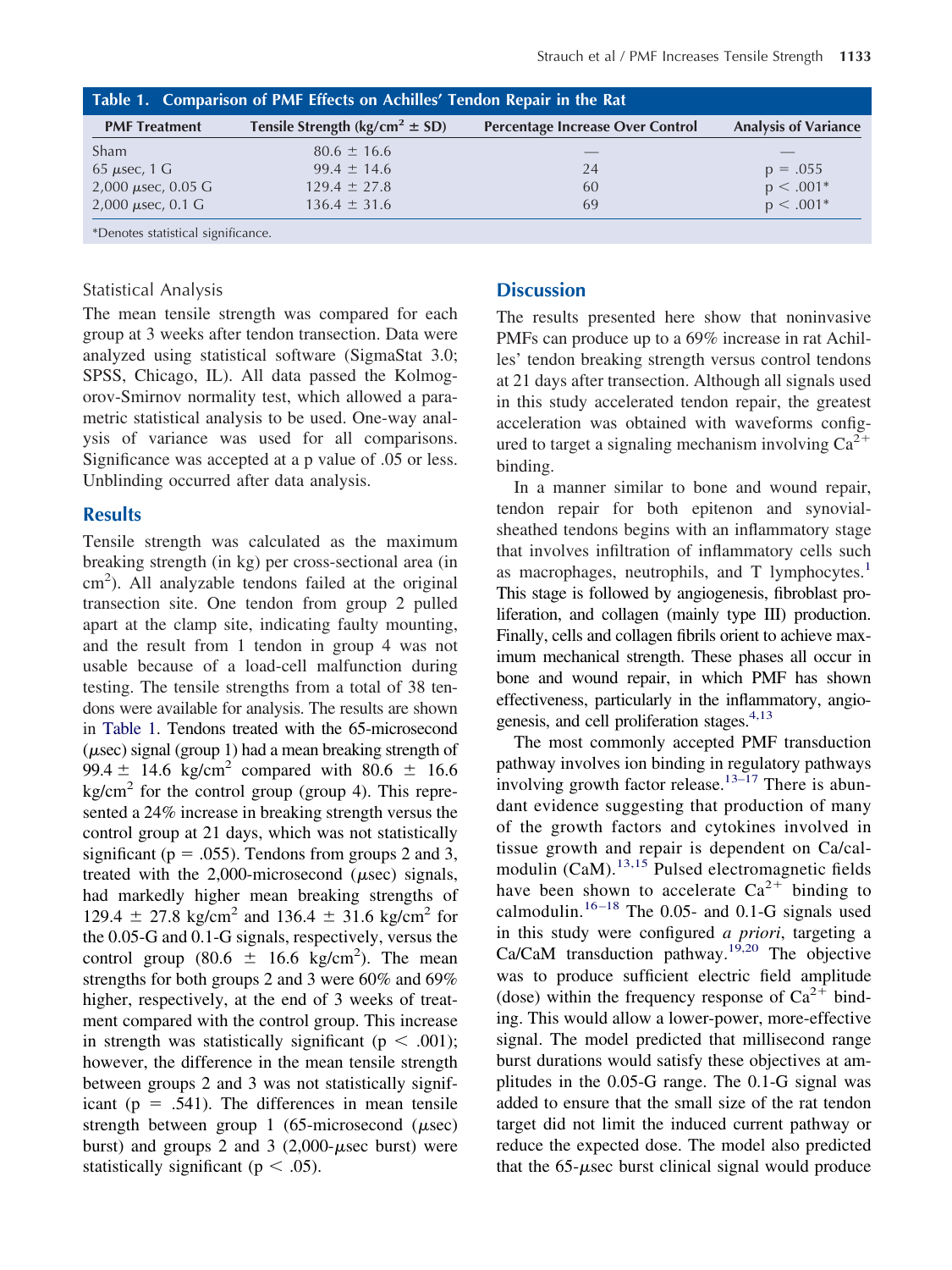**Table 1. Comparison of PMF Effects on Achilles' Tendon Repair in the Rat**

| PMF Treatment | Tensile Strength (kg/cm$^2$ ± SD) | Percentage Increase Over Control | Analysis of Variance |
|---|---|---|---|
| Sham | 80.6 ± 16.6 | — | — |
| 65 μsec, 1 G | 99.4 ± 14.6 | 24 | p = .055 |
| 2,000 μsec, 0.05 G | 129.4 ± 27.8 | 60 | p < .001* |
| 2,000 μsec, 0.1 G | 136.4 ± 31.6 | 69 | p < .001* |

*Denotes statistical significance.

### Statistical Analysis

The mean tensile strength was compared for each group at 3 weeks after tendon transection. Data were analyzed using statistical software (SigmaStat 3.0; SPSS, Chicago, IL). All data passed the Kolmogorov-Smirnov normality test, which allowed a parametric statistical analysis to be used. One-way analysis of variance was used for all comparisons. Significance was accepted at a p value of .05 or less. Unblinding occurred after data analysis.

## Results

Tensile strength was calculated as the maximum breaking strength (in kg) per cross-sectional area (in cm$^2$). All analyzable tendons failed at the original transection site. One tendon from group 2 pulled apart at the clamp site, indicating faulty mounting, and the result from 1 tendon in group 4 was not usable because of a load-cell malfunction during testing. The tensile strengths from a total of 38 tendons were available for analysis. The results are shown in Table 1. Tendons treated with the 65-microsecond (μsec) signal (group 1) had a mean breaking strength of 99.4 ± 14.6 kg/cm$^2$ compared with 80.6 ± 16.6 kg/cm$^2$ for the control group (group 4). This represented a 24% increase in breaking strength versus the control group at 21 days, which was not statistically significant (p = .055). Tendons from groups 2 and 3, treated with the 2,000-microsecond (μsec) signals, had markedly higher mean breaking strengths of 129.4 ± 27.8 kg/cm$^2$ and 136.4 ± 31.6 kg/cm$^2$ for the 0.05-G and 0.1-G signals, respectively, versus the control group (80.6 ± 16.6 kg/cm$^2$). The mean strengths for both groups 2 and 3 were 60% and 69% higher, respectively, at the end of 3 weeks of treatment compared with the control group. This increase in strength was statistically significant (p < .001); however, the difference in the mean tensile strength between groups 2 and 3 was not statistically significant (p = .541). The differences in mean tensile strength between group 1 (65-microsecond (μsec) burst) and groups 2 and 3 (2,000-μsec burst) were statistically significant (p < .05).

## Discussion

The results presented here show that noninvasive PMFs can produce up to a 69% increase in rat Achilles' tendon breaking strength versus control tendons at 21 days after transection. Although all signals used in this study accelerated tendon repair, the greatest acceleration was obtained with waveforms configured to target a signaling mechanism involving $Ca^{2+}$ binding.

In a manner similar to bone and wound repair, tendon repair for both epitenon and synovial-sheathed tendons begins with an inflammatory stage that involves infiltration of inflammatory cells such as macrophages, neutrophils, and T lymphocytes.[1] This stage is followed by angiogenesis, fibroblast proliferation, and collagen (mainly type III) production. Finally, cells and collagen fibrils orient to achieve maximum mechanical strength. These phases all occur in bone and wound repair, in which PMF has shown effectiveness, particularly in the inflammatory, angiogenesis, and cell proliferation stages.[4,13]

The most commonly accepted PMF transduction pathway involves ion binding in regulatory pathways involving growth factor release.[13–17] There is abundant evidence suggesting that production of many of the growth factors and cytokines involved in tissue growth and repair is dependent on Ca/calmodulin (CaM).[13,15] Pulsed electromagnetic fields have been shown to accelerate $Ca^{2+}$ binding to calmodulin.[16–18] The 0.05- and 0.1-G signals used in this study were configured *a priori*, targeting a Ca/CaM transduction pathway.[19,20] The objective was to produce sufficient electric field amplitude (dose) within the frequency response of $Ca^{2+}$ binding. This would allow a lower-power, more-effective signal. The model predicted that millisecond range burst durations would satisfy these objectives at amplitudes in the 0.05-G range. The 0.1-G signal was added to ensure that the small size of the rat tendon target did not limit the induced current pathway or reduce the expected dose. The model also predicted that the 65-μsec burst clinical signal would produce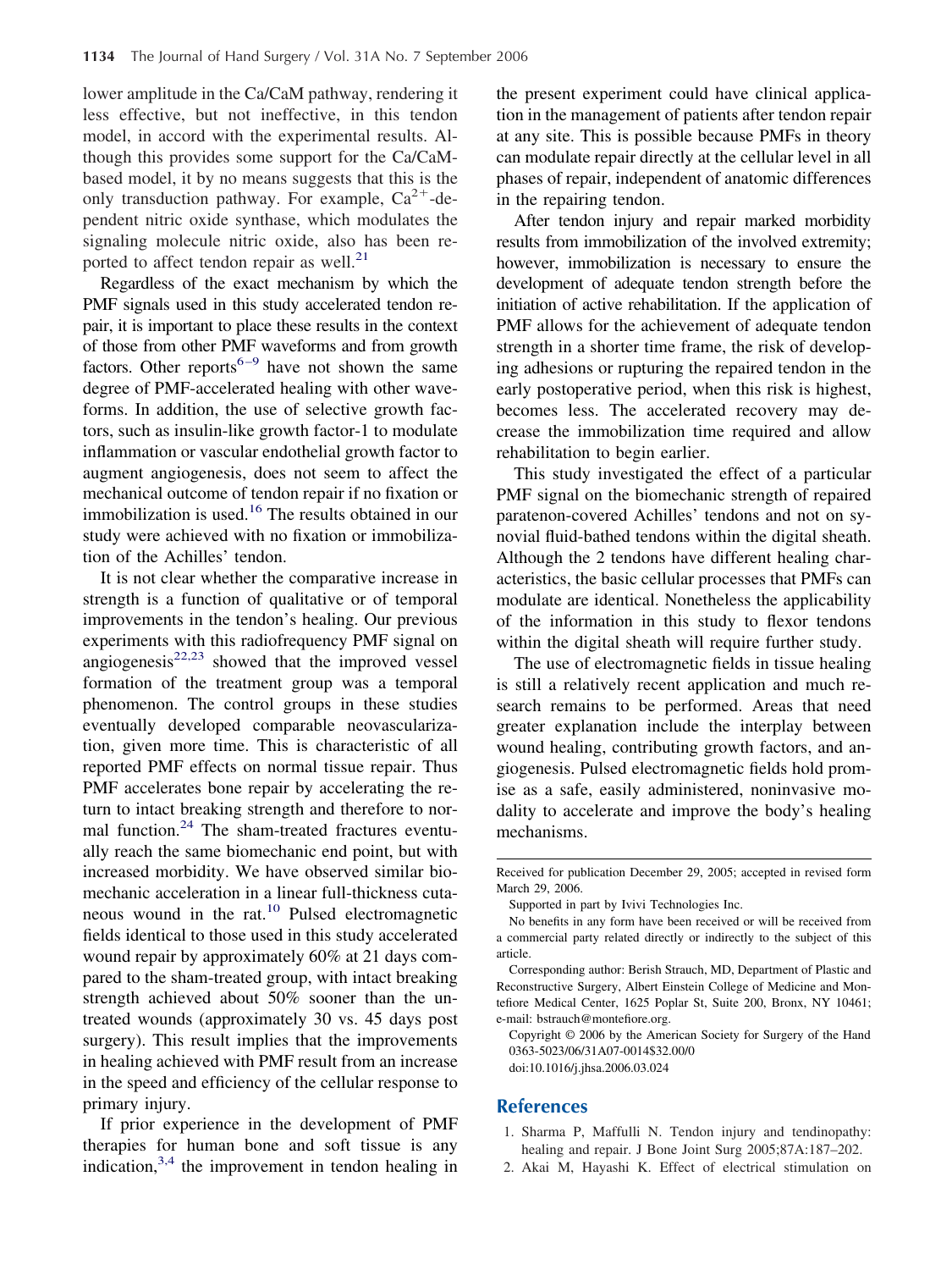lower amplitude in the Ca/CaM pathway, rendering it less effective, but not ineffective, in this tendon model, in accord with the experimental results. Although this provides some support for the Ca/CaM-based model, it by no means suggests that this is the only transduction pathway. For example, $Ca^{2+}$-dependent nitric oxide synthase, which modulates the signaling molecule nitric oxide, also has been reported to affect tendon repair as well.[21]

Regardless of the exact mechanism by which the PMF signals used in this study accelerated tendon repair, it is important to place these results in the context of those from other PMF waveforms and from growth factors. Other reports[6–9] have not shown the same degree of PMF-accelerated healing with other waveforms. In addition, the use of selective growth factors, such as insulin-like growth factor-1 to modulate inflammation or vascular endothelial growth factor to augment angiogenesis, does not seem to affect the mechanical outcome of tendon repair if no fixation or immobilization is used.[16] The results obtained in our study were achieved with no fixation or immobilization of the Achilles' tendon.

It is not clear whether the comparative increase in strength is a function of qualitative or of temporal improvements in the tendon's healing. Our previous experiments with this radiofrequency PMF signal on angiogenesis[22,23] showed that the improved vessel formation of the treatment group was a temporal phenomenon. The control groups in these studies eventually developed comparable neovascularization, given more time. This is characteristic of all reported PMF effects on normal tissue repair. Thus PMF accelerates bone repair by accelerating the return to intact breaking strength and therefore to normal function.[24] The sham-treated fractures eventually reach the same biomechanic end point, but with increased morbidity. We have observed similar biomechanic acceleration in a linear full-thickness cutaneous wound in the rat.[10] Pulsed electromagnetic fields identical to those used in this study accelerated wound repair by approximately 60% at 21 days compared to the sham-treated group, with intact breaking strength achieved about 50% sooner than the untreated wounds (approximately 30 vs. 45 days post surgery). This result implies that the improvements in healing achieved with PMF result from an increase in the speed and efficiency of the cellular response to primary injury.

If prior experience in the development of PMF therapies for human bone and soft tissue is any indication,[3,4] the improvement in tendon healing in the present experiment could have clinical application in the management of patients after tendon repair at any site. This is possible because PMFs in theory can modulate repair directly at the cellular level in all phases of repair, independent of anatomic differences in the repairing tendon.

After tendon injury and repair marked morbidity results from immobilization of the involved extremity; however, immobilization is necessary to ensure the development of adequate tendon strength before the initiation of active rehabilitation. If the application of PMF allows for the achievement of adequate tendon strength in a shorter time frame, the risk of developing adhesions or rupturing the repaired tendon in the early postoperative period, when this risk is highest, becomes less. The accelerated recovery may decrease the immobilization time required and allow rehabilitation to begin earlier.

This study investigated the effect of a particular PMF signal on the biomechanic strength of repaired paratenon-covered Achilles' tendons and not on synovial fluid-bathed tendons within the digital sheath. Although the 2 tendons have different healing characteristics, the basic cellular processes that PMFs can modulate are identical. Nonetheless the applicability of the information in this study to flexor tendons within the digital sheath will require further study.

The use of electromagnetic fields in tissue healing is still a relatively recent application and much research remains to be performed. Areas that need greater explanation include the interplay between wound healing, contributing growth factors, and angiogenesis. Pulsed electromagnetic fields hold promise as a safe, easily administered, noninvasive modality to accelerate and improve the body's healing mechanisms.

---

Received for publication December 29, 2005; accepted in revised form March 29, 2006.

Supported in part by Ivivi Technologies Inc.

No benefits in any form have been received or will be received from a commercial party related directly or indirectly to the subject of this article.

Corresponding author: Berish Strauch, MD, Department of Plastic and Reconstructive Surgery, Albert Einstein College of Medicine and Montefiore Medical Center, 1625 Poplar St, Suite 200, Bronx, NY 10461; e-mail: bstrauch@montefiore.org.

Copyright © 2006 by the American Society for Surgery of the Hand
0363-5023/06/31A07-0014$32.00/0
doi:10.1016/j.jhsa.2006.03.024

## References

1. Sharma P, Maffulli N. Tendon injury and tendinopathy: healing and repair. J Bone Joint Surg 2005;87A:187–202.
2. Akai M, Hayashi K. Effect of electrical stimulation on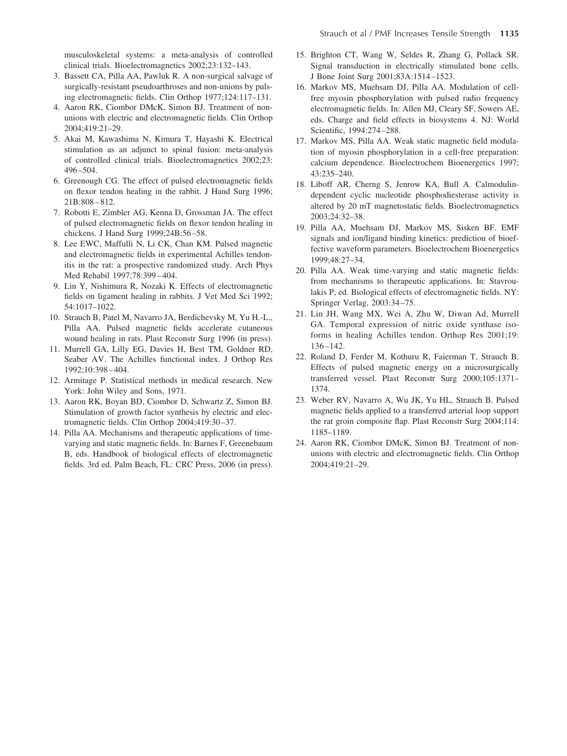musculoskeletal systems: a meta-analysis of controlled clinical trials. Bioelectromagnetics 2002;23:132–143.

3. Bassett CA, Pilla AA, Pawluk R. A non-surgical salvage of surgically-resistant pseudoarthroses and non-unions by pulsing electromagnetic fields. Clin Orthop 1977;124:117–131.
4. Aaron RK, Ciombor DMcK, Simon BJ. Treatment of non-unions with electric and electromagnetic fields. Clin Orthop 2004;419:21–29.
5. Akai M, Kawashima N, Kimura T, Hayashi K. Electrical stimulation as an adjunct to spinal fusion: meta-analysis of controlled clinical trials. Bioelectromagnetics 2002;23: 496–504.
6. Greenough CG. The effect of pulsed electromagnetic fields on flexor tendon healing in the rabbit. J Hand Surg 1996; 21B:808–812.
7. Robotti E, Zimbler AG, Kenna D, Grossman JA. The effect of pulsed electromagnetic fields on flexor tendon healing in chickens. J Hand Surg 1999;24B:56–58.
8. Lee EWC, Maffulli N, Li CK, Chan KM. Pulsed magnetic and electromagnetic fields in experimental Achilles tendonitis in the rat: a prospective randomized study. Arch Phys Med Rehabil 1997;78:399–404.
9. Lin Y, Nishimura R, Nozaki K. Effects of electromagnetic fields on ligament healing in rabbits. J Vet Med Sci 1992; 54:1017–1022.
10. Strauch B, Patel M, Navarro JA, Berdichevsky M, Yu H.-L., Pilla AA. Pulsed magnetic fields accelerate cutaneous wound healing in rats. Plast Reconstr Surg 1996 (in press).
11. Murrell GA, Lilly EG, Davies H, Best TM, Goldner RD, Seaber AV. The Achilles functional index. J Orthop Res 1992;10:398–404.
12. Armitage P. Statistical methods in medical research. New York: John Wiley and Sons, 1971.
13. Aaron RK, Boyan BD, Ciombor D, Schwartz Z, Simon BJ. Stimulation of growth factor synthesis by electric and electromagnetic fields. Clin Orthop 2004;419:30–37.
14. Pilla AA. Mechanisms and therapeutic applications of time-varying and static magnetic fields. In: Barnes F, Greenebaum B, eds. Handbook of biological effects of electromagnetic fields. 3rd ed. Palm Beach, FL: CRC Press, 2006 (in press).
15. Brighton CT, Wang W, Seldes R, Zhang G, Pollack SR. Signal transduction in electrically stimulated bone cells. J Bone Joint Surg 2001;83A:1514–1523.
16. Markov MS, Muehsam DJ, Pilla AA. Modulation of cell-free myosin phosphorylation with pulsed radio frequency electromagnetic fields. In: Allen MJ, Cleary SF, Sowers AE, eds. Charge and field effects in biosystems 4. NJ: World Scientific, 1994:274–288.
17. Markov MS, Pilla AA. Weak static magnetic field modulation of myosin phosphorylation in a cell-free preparation: calcium dependence. Bioelectrochem Bioenergetics 1997; 43:235–240.
18. Liboff AR, Cherng S, Jenrow KA, Bull A. Calmodulin-dependent cyclic nucleotide phosphodiesterase activity is altered by 20 mT magnetostatic fields. Bioelectromagnetics 2003;24:32–38.
19. Pilla AA, Muehsam DJ, Markov MS, Sisken BF. EMF signals and ion/ligand binding kinetics: prediction of bioeffective waveform parameters. Bioelectrochem Bioenergetics 1999;48:27–34.
20. Pilla AA. Weak time-varying and static magnetic fields: from mechanisms to therapeutic applications. In: Stavroulakis P, ed. Biological effects of electromagnetic fields. NY: Springer Verlag, 2003:34–75.
21. Lin JH, Wang MX, Wei A, Zhu W, Diwan Ad, Murrell GA. Temporal expression of nitric oxide synthase isoforms in healing Achilles tendon. Orthop Res 2001;19: 136–142.
22. Roland D, Ferder M, Kothuru R, Faierman T, Strauch B. Effects of pulsed magnetic energy on a microsurgically transferred vessel. Plast Reconstr Surg 2000;105:1371–1374.
23. Weber RV, Navarro A, Wu JK, Yu HL, Strauch B. Pulsed magnetic fields applied to a transferred arterial loop support the rat groin composite flap. Plast Reconstr Surg 2004;114: 1185–1189.
24. Aaron RK, Ciombor DMcK, Simon BJ. Treatment of non-unions with electric and electromagnetic fields. Clin Orthop 2004;419:21–29.